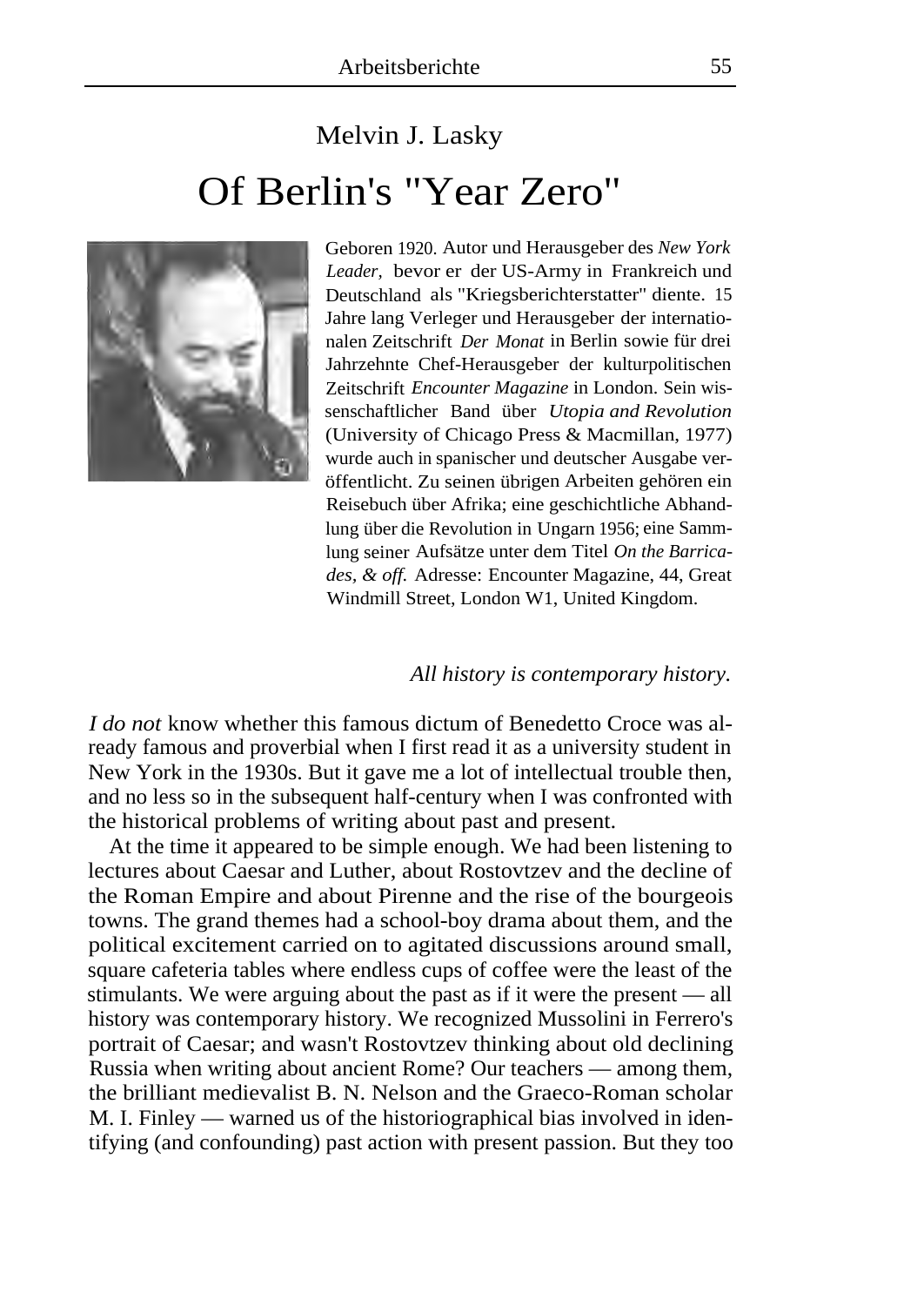Melvin J. Lasky

# Of Berlin's "Year Zero"

Geboren 1920. Autor und Herausgeber des *New York Leader,* bevor er der US-Army in Frankreich und Deutschland als "Kriegsberichterstatter" diente. 15 Jahre lang Verleger und Herausgeber der internationalen Zeitschrift *Der Monat* in Berlin sowie für drei Jahrzehnte Chef-Herausgeber der kulturpolitischen Zeitschrift *Encounter Magazine* in London. Sein wissenschaftlicher Band über *Utopia and Revolution* (University of Chicago Press & Macmillan, 1977) wurde auch in spanischer und deutscher Ausgabe veröffentlicht. Zu seinen übrigen Arbeiten gehören ein Reisebuch über Afrika; eine geschichtliche Abhandlung über die Revolution in Ungarn 1956; eine Sammlung seiner Aufsätze unter dem Titel *On the Barricades, & off.* Adresse: Encounter Magazine, 44, Great Windmill Street, London W1, United Kingdom.

*All history is contemporary history.*

*I do not* know whether this famous dictum of Benedetto Croce was already famous and proverbial when I first read it as a university student in New York in the 1930s. But it gave me a lot of intellectual trouble then, and no less so in the subsequent half-century when I was confronted with the historical problems of writing about past and present.

At the time it appeared to be simple enough. We had been listening to lectures about Caesar and Luther, about Rostovtzev and the decline of the Roman Empire and about Pirenne and the rise of the bourgeois towns. The grand themes had a school-boy drama about them, and the political excitement carried on to agitated discussions around small, square cafeteria tables where endless cups of coffee were the least of the stimulants. We were arguing about the past as if it were the present — all history was contemporary history. We recognized Mussolini in Ferrero's portrait of Caesar; and wasn't Rostovtzev thinking about old declining Russia when writing about ancient Rome? Our teachers — among them, the brilliant medievalist B. N. Nelson and the Graeco-Roman scholar M. I. Finley — warned us of the historiographical bias involved in identifying (and confounding) past action with present passion. But they too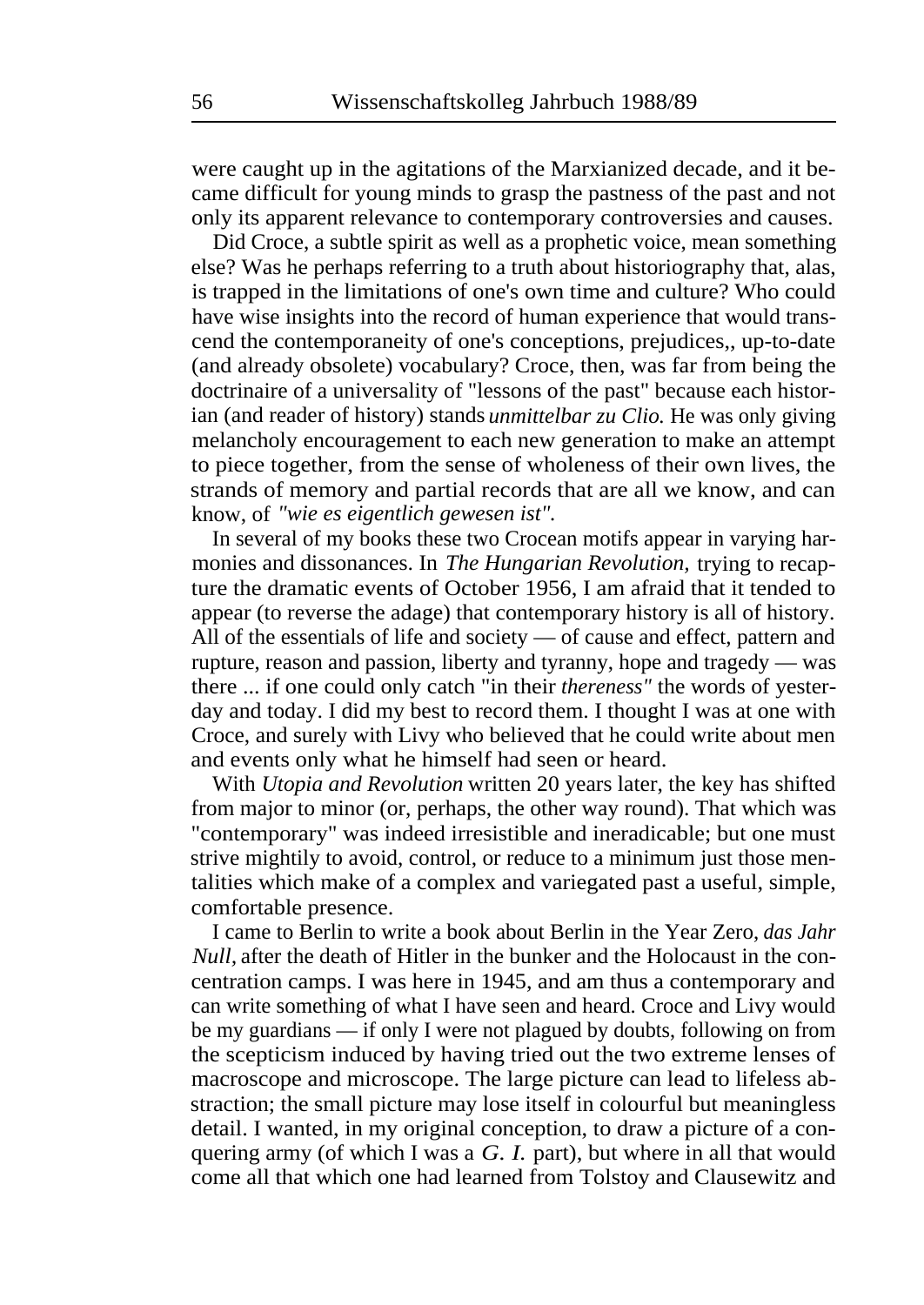were caught up in the agitations of the Marxianized decade, and it became difficult for young minds to grasp the pastness of the past and not only its apparent relevance to contemporary controversies and causes.

Did Croce, a subtle spirit as well as a prophetic voice, mean something else? Was he perhaps referring to a truth about historiography that, alas, is trapped in the limitations of one's own time and culture? Who could have wise insights into the record of human experience that would transcend the contemporaneity of one's conceptions, prejudices,, up-to-date (and already obsolete) vocabulary? Croce, then, was far from being the doctrinaire of a universality of "lessons of the past" because each historian (and reader of history) stands *unmittelbar zu Clio.* He was only giving melancholy encouragement to each new generation to make an attempt to piece together, from the sense of wholeness of their own lives, the strands of memory and partial records that are all we know, and can know, of *"wie es eigentlich gewesen ist".*

In several of my books these two Crocean motifs appear in varying harmonies and dissonances. In *The Hungarian Revolution,* trying to recapture the dramatic events of October 1956, I am afraid that it tended to appear (to reverse the adage) that contemporary history is all of history. All of the essentials of life and society — of cause and effect, pattern and rupture, reason and passion, liberty and tyranny, hope and tragedy — was there ... if one could only catch "in their *thereness"* the words of yesterday and today. I did my best to record them. I thought I was at one with Croce, and surely with Livy who believed that he could write about men and events only what he himself had seen or heard.

With *Utopia and Revolution* written 20 years later, the key has shifted from major to minor (or, perhaps, the other way round). That which was "contemporary" was indeed irresistible and ineradicable; but one must strive mightily to avoid, control, or reduce to a minimum just those mentalities which make of a complex and variegated past a useful, simple, comfortable presence.

I came to Berlin to write a book about Berlin in the Year Zero, *das Jahr Null,* after the death of Hitler in the bunker and the Holocaust in the concentration camps. I was here in 1945, and am thus a contemporary and can write something of what I have seen and heard. Croce and Livy would be my guardians — if only I were not plagued by doubts, following on from the scepticism induced by having tried out the two extreme lenses of macroscope and microscope. The large picture can lead to lifeless abstraction; the small picture may lose itself in colourful but meaningless detail. I wanted, in my original conception, to draw a picture of a conquering army (of which I was a *G. I.* part), but where in all that would come all that which one had learned from Tolstoy and Clausewitz and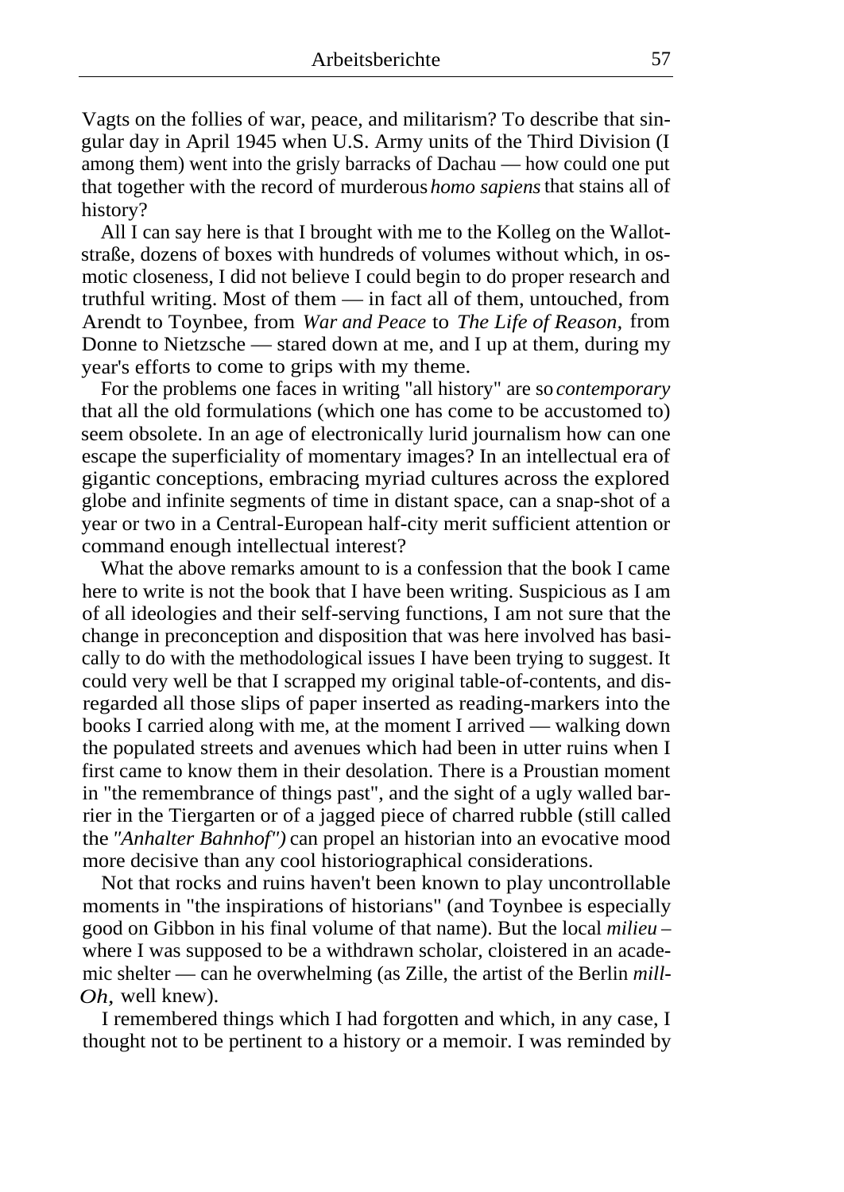Vagts on the follies of war, peace, and militarism? To describe that singular day in April 1945 when U.S. Army units of the Third Division (I among them) went into the grisly barracks of Dachau — how could one put that together with the record of murderous *homo sapiens* that stains all of history?

All I can say here is that I brought with me to the Kolleg on the Wallotstraße, dozens of boxes with hundreds of volumes without which, in osmotic closeness, I did not believe I could begin to do proper research and truthful writing. Most of them — in fact all of them, untouched, from Arendt to Toynbee, from *War and Peace* to *The Life of Reason,* from Donne to Nietzsche — stared down at me, and I up at them, during my year's efforts to come to grips with my theme.

For the problems one faces in writing "all history" are so *contemporary* that all the old formulations (which one has come to be accustomed to) seem obsolete. In an age of electronically lurid journalism how can one escape the superficiality of momentary images? In an intellectual era of gigantic conceptions, embracing myriad cultures across the explored globe and infinite segments of time in distant space, can a snap-shot of a year or two in a Central-European half-city merit sufficient attention or command enough intellectual interest?

What the above remarks amount to is a confession that the book I came here to write is not the book that I have been writing. Suspicious as I am of all ideologies and their self-serving functions, I am not sure that the change in preconception and disposition that was here involved has basically to do with the methodological issues I have been trying to suggest. It could very well be that I scrapped my original table-of-contents, and disregarded all those slips of paper inserted as reading-markers into the books I carried along with me, at the moment I arrived — walking down the populated streets and avenues which had been in utter ruins when I first came to know them in their desolation. There is a Proustian moment in "the remembrance of things past", and the sight of a ugly walled barrier in the Tiergarten or of a jagged piece of charred rubble (still called the *"Anhalter Bahnhof")* can propel an historian into an evocative mood more decisive than any cool historiographical considerations.

Not that rocks and ruins haven't been known to play uncontrollable moments in "the inspirations of historians" (and Toynbee is especially good on Gibbon in his final volume of that name). But the local *milieu* – where I was supposed to be a withdrawn scholar, cloistered in an academic shelter — can he overwhelming (as Zille, the artist of the Berlin *mill-Oh,* well knew).

I remembered things which I had forgotten and which, in any case, I thought not to be pertinent to a history or a memoir. I was reminded by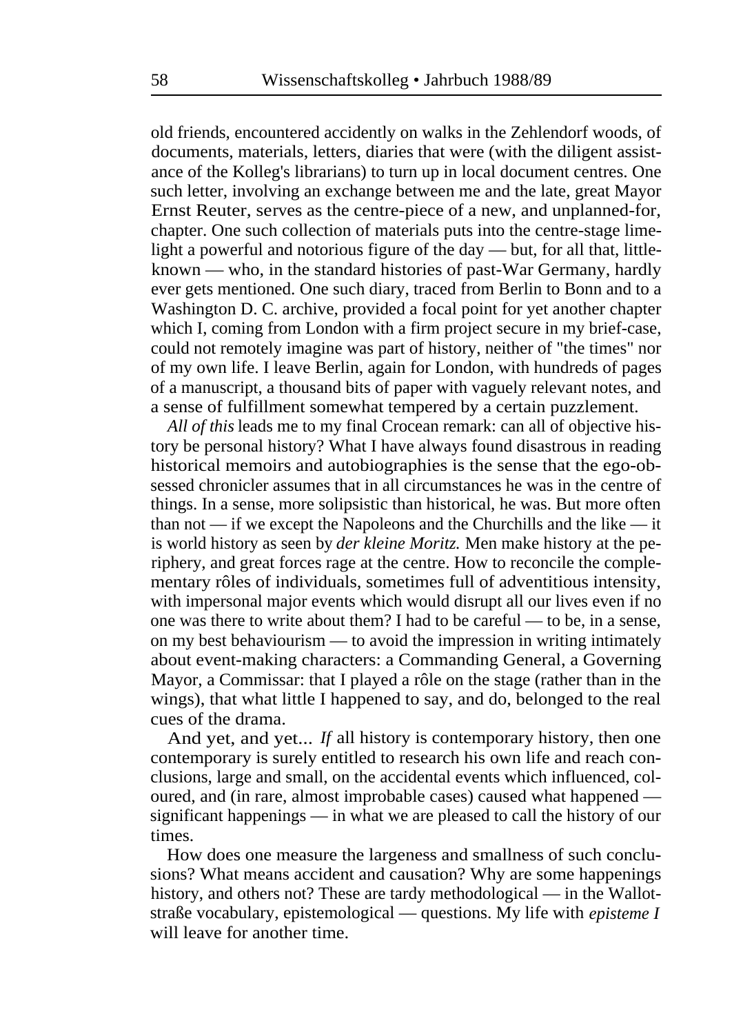old friends, encountered accidently on walks in the Zehlendorf woods, of documents, materials, letters, diaries that were (with the diligent assistance of the Kolleg's librarians) to turn up in local document centres. One such letter, involving an exchange between me and the late, great Mayor Ernst Reuter, serves as the centre-piece of a new, and unplanned-for, chapter. One such collection of materials puts into the centre-stage limelight a powerful and notorious figure of the day — but, for all that, little-known — who, in the standard histories of past-War Germany, hardly ever gets mentioned. One such diary, traced from Berlin to Bonn and to a Washington D. C. archive, provided a focal point for yet another chapter which I, coming from London with a firm project secure in my brief-case, could not remotely imagine was part of history, neither of "the times" nor of my own life. I leave Berlin, again for London, with hundreds of pages of a manuscript, a thousand bits of paper with vaguely relevant notes, and a sense of fulfillment somewhat tempered by a certain puzzlement.

*All of this* leads me to my final Crocean remark: can all of objective history be personal history? What I have always found disastrous in reading historical memoirs and autobiographies is the sense that the ego-obsessed chronicler assumes that in all circumstances he was in the centre of things. In a sense, more solipsistic than historical, he was. But more often than not — if we except the Napoleons and the Churchills and the like — it is world history as seen by *der kleine Moritz.* Men make history at the periphery, and great forces rage at the centre. How to reconcile the complementary rôles of individuals, sometimes full of adventitious intensity, with impersonal major events which would disrupt all our lives even if no one was there to write about them? I had to be careful — to be, in a sense, on my best behaviourism — to avoid the impression in writing intimately about event-making characters: a Commanding General, a Governing Mayor, a Commissar: that I played a rôle on the stage (rather than in the wings), that what little I happened to say, and do, belonged to the real cues of the drama.

And yet, and yet... *If* all history is contemporary history, then one contemporary is surely entitled to research his own life and reach conclusions, large and small, on the accidental events which influenced, coloured, and (in rare, almost improbable cases) caused what happened — significant happenings — in what we are pleased to call the history of our times.

How does one measure the largeness and smallness of such conclusions? What means accident and causation? Why are some happenings history, and others not? These are tardy methodological — in the Wallotstraße vocabulary, epistemological — questions. My life with *episteme I* will leave for another time.